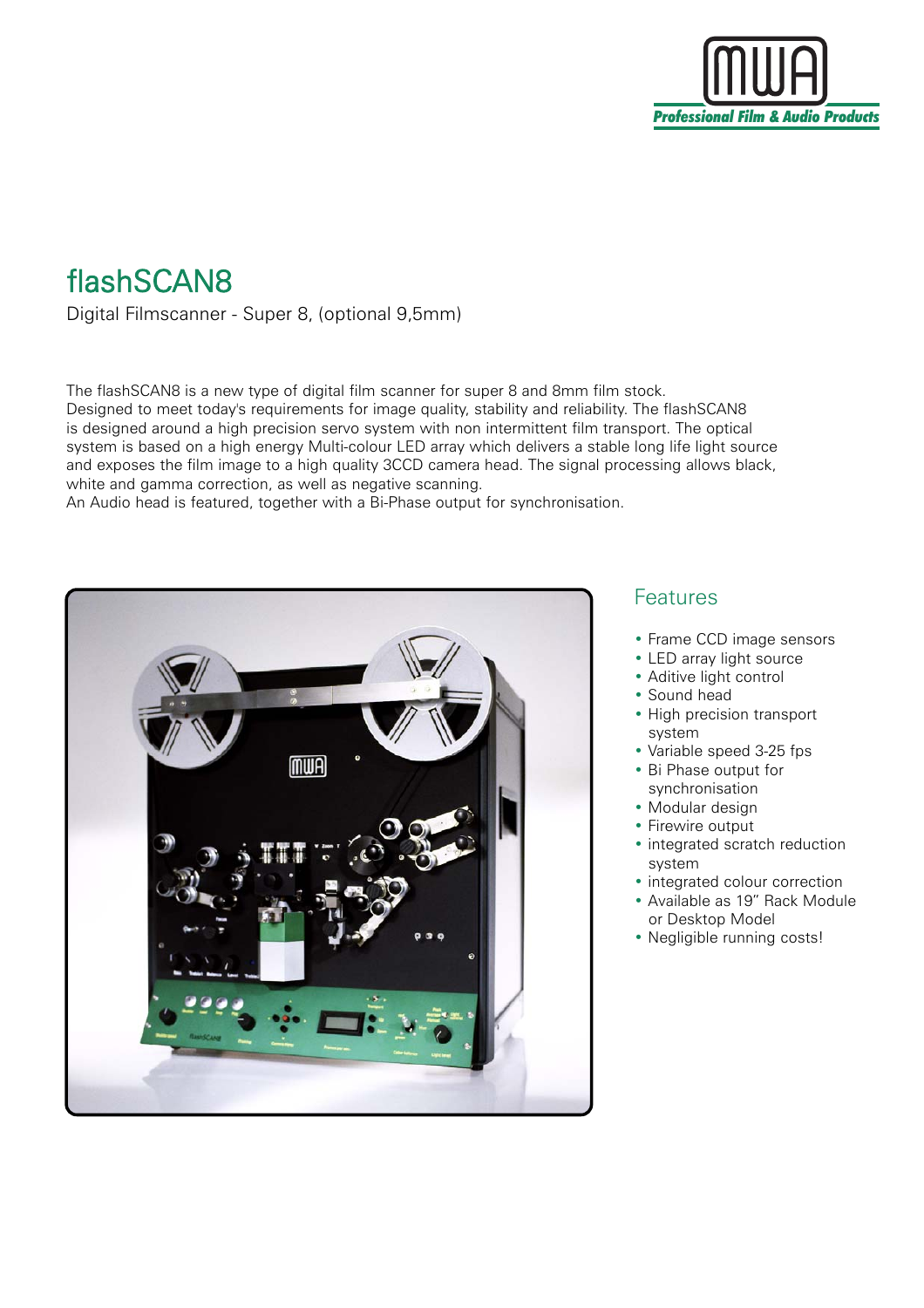MWA

Professional Film & Audio Products

# flashSCAN8

Digital Filmscanner - Super 8, (optional 9,5mm)

The flashSCAN8 is a new type of digital film scanner for super 8 and 8mm film stock.
Designed to meet today's requirements for image quality, stability and reliability. The flashSCAN8 is designed around a high precision servo system with non intermittent film transport. The optical system is based on a high energy Multi-colour LED array which delivers a stable long life light source and exposes the film image to a high quality 3CCD camera head. The signal processing allows black, white and gamma correction, as well as negative scanning.
An Audio head is featured, together with a Bi-Phase output for synchronisation.

## Features

- Frame CCD image sensors
- LED array light source
- Aditive light control
- Sound head
- High precision transport system
- Variable speed 3-25 fps
- Bi Phase output for synchronisation
- Modular design
- Firewire output
- integrated scratch reduction system
- integrated colour correction
- Available as 19" Rack Module or Desktop Model
- Negligible running costs!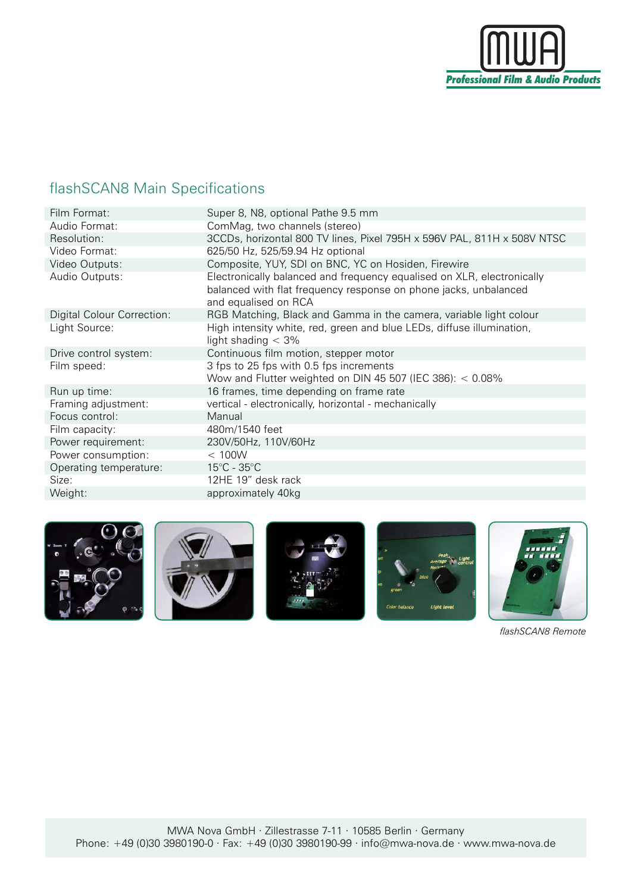## flashSCAN8 Main Specifications

| | |
|---|---|
| Film Format: | Super 8, N8, optional Pathe 9.5 mm |
| Audio Format: | ComMag, two channels (stereo) |
| Resolution: | 3CCDs, horizontal 800 TV lines, Pixel 795H x 596V PAL, 811H x 508V NTSC |
| Video Format: | 625/50 Hz, 525/59.94 Hz optional |
| Video Outputs: | Composite, YUY, SDI on BNC, YC on Hosiden, Firewire |
| Audio Outputs: | Electronically balanced and frequency equalised on XLR, electronically balanced with flat frequency response on phone jacks, unbalanced and equalised on RCA |
| Digital Colour Correction: | RGB Matching, Black and Gamma in the camera, variable light colour |
| Light Source: | High intensity white, red, green and blue LEDs, diffuse illumination, light shading < 3% |
| Drive control system: | Continuous film motion, stepper motor |
| Film speed: | 3 fps to 25 fps with 0.5 fps increments Wow and Flutter weighted on DIN 45 507 (IEC 386): < 0.08% |
| Run up time: | 16 frames, time depending on frame rate |
| Framing adjustment: | vertical - electronically, horizontal - mechanically |
| Focus control: | Manual |
| Film capacity: | 480m/1540 feet |
| Power requirement: | 230V/50Hz, 110V/60Hz |
| Power consumption: | < 100W |
| Operating temperature: | 15°C - 35°C |
| Size: | 12HE 19" desk rack |
| Weight: | approximately 40kg |

*flashSCAN8 Remote*

MWA Nova GmbH · Zillestrasse 7-11 · 10585 Berlin · Germany
Phone: +49 (0)30 3980190-0 · Fax: +49 (0)30 3980190-99 · info@mwa-nova.de · www.mwa-nova.de